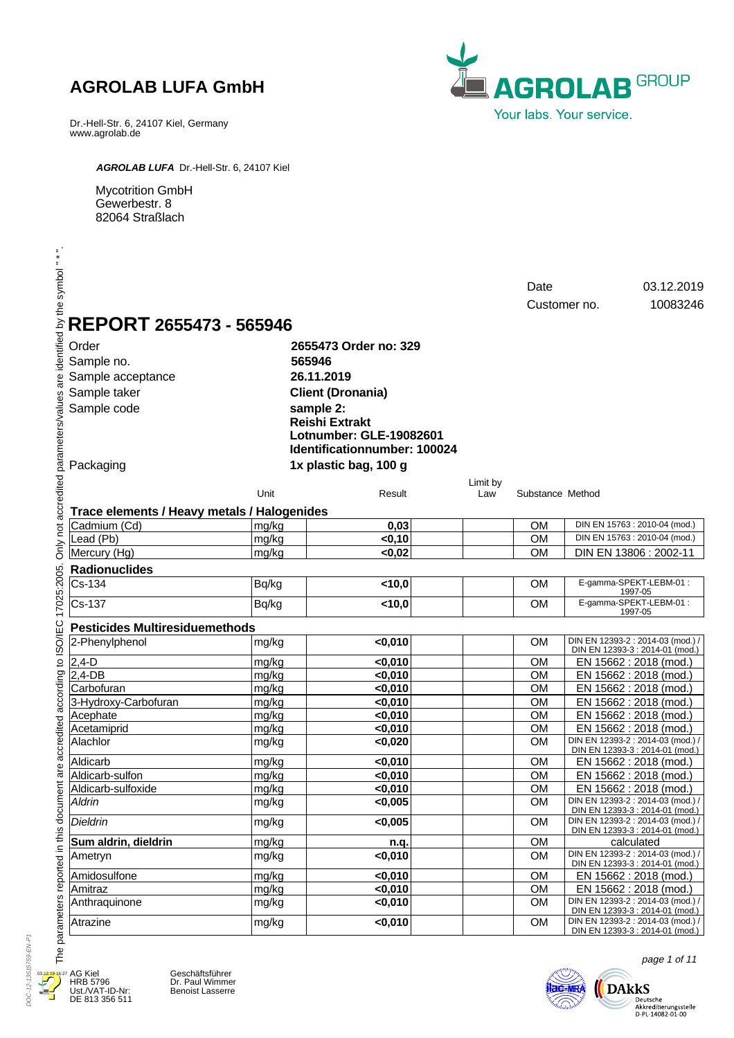**AGROLAB LUFA GmbH**

Dr.-Hell-Str. 6, 24107 Kiel, Germany
www.agrolab.de

AGROLAB GROUP
Your labs. Your service.

***AGROLAB LUFA*** Dr.-Hell-Str. 6, 24107 Kiel

Mycotrition GmbH
Gewerbestr. 8
82064 Straßlach

The parameters reported in this document are accredited according to ISO/IEC 17025:2005. Only not accredited parameters/values are identified by the symbol " * ".

| | |
|---|---|
| Date | 03.12.2019 |
| Customer no. | 10083246 |

# REPORT 2655473 - 565946

| | |
|---|---|
| Order | **2655473 Order no: 329** |
| Sample no. | **565946** |
| Sample acceptance | **26.11.2019** |
| Sample taker | **Client (Dronania)** |
| Sample code | **sample 2: Reishi Extrakt Lotnumber: GLE-19082601 Identificationnumber: 100024** |
| Packaging | **1x plastic bag, 100 g** |

| | Unit | Result | Limit by Law | Substance | Method |
|---|---|---|---|---|---|
| **Trace elements / Heavy metals / Halogenides** | | | | | |
| Cadmium (Cd) | mg/kg | **0,03** | | OM | DIN EN 15763 : 2010-04 (mod.) |
| Lead (Pb) | mg/kg | **<0,10** | | OM | DIN EN 15763 : 2010-04 (mod.) |
| Mercury (Hg) | mg/kg | **<0,02** | | OM | DIN EN 13806 : 2002-11 |
| **Radionuclides** | | | | | |
| Cs-134 | Bq/kg | **<10,0** | | OM | E-gamma-SPEKT-LEBM-01 : 1997-05 |
| Cs-137 | Bq/kg | **<10,0** | | OM | E-gamma-SPEKT-LEBM-01 : 1997-05 |
| **Pesticides Multiresiduemethods** | | | | | |
| 2-Phenylphenol | mg/kg | **<0,010** | | OM | DIN EN 12393-2 : 2014-03 (mod.) / DIN EN 12393-3 : 2014-01 (mod.) |
| 2,4-D | mg/kg | **<0,010** | | OM | EN 15662 : 2018 (mod.) |
| 2,4-DB | mg/kg | **<0,010** | | OM | EN 15662 : 2018 (mod.) |
| Carbofuran | mg/kg | **<0,010** | | OM | EN 15662 : 2018 (mod.) |
| 3-Hydroxy-Carbofuran | mg/kg | **<0,010** | | OM | EN 15662 : 2018 (mod.) |
| Acephate | mg/kg | **<0,010** | | OM | EN 15662 : 2018 (mod.) |
| Acetamiprid | mg/kg | **<0,010** | | OM | EN 15662 : 2018 (mod.) |
| Alachlor | mg/kg | **<0,020** | | OM | DIN EN 12393-2 : 2014-03 (mod.) / DIN EN 12393-3 : 2014-01 (mod.) |
| Aldicarb | mg/kg | **<0,010** | | OM | EN 15662 : 2018 (mod.) |
| Aldicarb-sulfon | mg/kg | **<0,010** | | OM | EN 15662 : 2018 (mod.) |
| Aldicarb-sulfoxide | mg/kg | **<0,010** | | OM | EN 15662 : 2018 (mod.) |
| *Aldrin* | mg/kg | **<0,005** | | OM | DIN EN 12393-2 : 2014-03 (mod.) / DIN EN 12393-3 : 2014-01 (mod.) |
| *Dieldrin* | mg/kg | **<0,005** | | OM | DIN EN 12393-2 : 2014-03 (mod.) / DIN EN 12393-3 : 2014-01 (mod.) |
| **Sum aldrin, dieldrin** | mg/kg | **n.q.** | | OM | calculated |
| Ametryn | mg/kg | **<0,010** | | OM | DIN EN 12393-2 : 2014-03 (mod.) / DIN EN 12393-3 : 2014-01 (mod.) |
| Amidosulfone | mg/kg | **<0,010** | | OM | EN 15662 : 2018 (mod.) |
| Amitraz | mg/kg | **<0,010** | | OM | EN 15662 : 2018 (mod.) |
| Anthraquinone | mg/kg | **<0,010** | | OM | DIN EN 12393-2 : 2014-03 (mod.) / DIN EN 12393-3 : 2014-01 (mod.) |
| Atrazine | mg/kg | **<0,010** | | OM | DIN EN 12393-2 : 2014-03 (mod.) / DIN EN 12393-3 : 2014-01 (mod.) |

AG Kiel
HRB 5796
Ust./VAT-ID-Nr:
DE 813 356 511

Geschäftsführer
Dr. Paul Wimmer
Benoist Lasserre

DAkkS Deutsche Akkreditierungsstelle D-PL-14082-01-00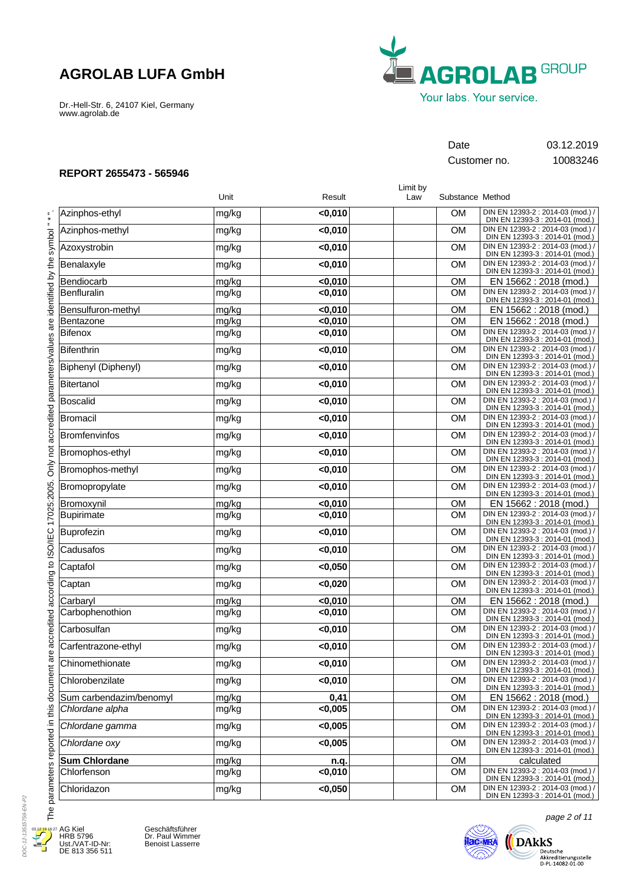# AGROLAB LUFA GmbH

Dr.-Hell-Str. 6, 24107 Kiel, Germany
www.agrolab.de

| | |
|---|---|
| Date | 03.12.2019 |
| Customer no. | 10083246 |

## REPORT 2655473 - 565946

| | Unit | Result | Limit by Law | Substance | Method |
|---|---|---|---|---|---|
| Azinphos-ethyl | mg/kg | **<0,010** | | OM | DIN EN 12393-2 : 2014-03 (mod.) / DIN EN 12393-3 : 2014-01 (mod.) |
| Azinphos-methyl | mg/kg | **<0,010** | | OM | DIN EN 12393-2 : 2014-03 (mod.) / DIN EN 12393-3 : 2014-01 (mod.) |
| Azoxystrobin | mg/kg | **<0,010** | | OM | DIN EN 12393-2 : 2014-03 (mod.) / DIN EN 12393-3 : 2014-01 (mod.) |
| Benalaxyle | mg/kg | **<0,010** | | OM | DIN EN 12393-2 : 2014-03 (mod.) / DIN EN 12393-3 : 2014-01 (mod.) |
| Bendiocarb | mg/kg | **<0,010** | | OM | EN 15662 : 2018 (mod.) |
| Benfluralin | mg/kg | **<0,010** | | OM | DIN EN 12393-2 : 2014-03 (mod.) / DIN EN 12393-3 : 2014-01 (mod.) |
| Bensulfuron-methyl | mg/kg | **<0,010** | | OM | EN 15662 : 2018 (mod.) |
| Bentazone | mg/kg | **<0,010** | | OM | EN 15662 : 2018 (mod.) |
| Bifenox | mg/kg | **<0,010** | | OM | DIN EN 12393-2 : 2014-03 (mod.) / DIN EN 12393-3 : 2014-01 (mod.) |
| Bifenthrin | mg/kg | **<0,010** | | OM | DIN EN 12393-2 : 2014-03 (mod.) / DIN EN 12393-3 : 2014-01 (mod.) |
| Biphenyl (Diphenyl) | mg/kg | **<0,010** | | OM | DIN EN 12393-2 : 2014-03 (mod.) / DIN EN 12393-3 : 2014-01 (mod.) |
| Bitertanol | mg/kg | **<0,010** | | OM | DIN EN 12393-2 : 2014-03 (mod.) / DIN EN 12393-3 : 2014-01 (mod.) |
| Boscalid | mg/kg | **<0,010** | | OM | DIN EN 12393-2 : 2014-03 (mod.) / DIN EN 12393-3 : 2014-01 (mod.) |
| Bromacil | mg/kg | **<0,010** | | OM | DIN EN 12393-2 : 2014-03 (mod.) / DIN EN 12393-3 : 2014-01 (mod.) |
| Bromfenvinfos | mg/kg | **<0,010** | | OM | DIN EN 12393-2 : 2014-03 (mod.) / DIN EN 12393-3 : 2014-01 (mod.) |
| Bromophos-ethyl | mg/kg | **<0,010** | | OM | DIN EN 12393-2 : 2014-03 (mod.) / DIN EN 12393-3 : 2014-01 (mod.) |
| Bromophos-methyl | mg/kg | **<0,010** | | OM | DIN EN 12393-2 : 2014-03 (mod.) / DIN EN 12393-3 : 2014-01 (mod.) |
| Bromopropylate | mg/kg | **<0,010** | | OM | DIN EN 12393-2 : 2014-03 (mod.) / DIN EN 12393-3 : 2014-01 (mod.) |
| Bromoxynil | mg/kg | **<0,010** | | OM | EN 15662 : 2018 (mod.) |
| Bupirimate | mg/kg | **<0,010** | | OM | DIN EN 12393-2 : 2014-03 (mod.) / DIN EN 12393-3 : 2014-01 (mod.) |
| Buprofezin | mg/kg | **<0,010** | | OM | DIN EN 12393-2 : 2014-03 (mod.) / DIN EN 12393-3 : 2014-01 (mod.) |
| Cadusafos | mg/kg | **<0,010** | | OM | DIN EN 12393-2 : 2014-03 (mod.) / DIN EN 12393-3 : 2014-01 (mod.) |
| Captafol | mg/kg | **<0,050** | | OM | DIN EN 12393-2 : 2014-03 (mod.) / DIN EN 12393-3 : 2014-01 (mod.) |
| Captan | mg/kg | **<0,020** | | OM | DIN EN 12393-2 : 2014-03 (mod.) / DIN EN 12393-3 : 2014-01 (mod.) |
| Carbaryl | mg/kg | **<0,010** | | OM | EN 15662 : 2018 (mod.) |
| Carbophenothion | mg/kg | **<0,010** | | OM | DIN EN 12393-2 : 2014-03 (mod.) / DIN EN 12393-3 : 2014-01 (mod.) |
| Carbosulfan | mg/kg | **<0,010** | | OM | DIN EN 12393-2 : 2014-03 (mod.) / DIN EN 12393-3 : 2014-01 (mod.) |
| Carfentrazone-ethyl | mg/kg | **<0,010** | | OM | DIN EN 12393-2 : 2014-03 (mod.) / DIN EN 12393-3 : 2014-01 (mod.) |
| Chinomethionate | mg/kg | **<0,010** | | OM | DIN EN 12393-2 : 2014-03 (mod.) / DIN EN 12393-3 : 2014-01 (mod.) |
| Chlorobenzilate | mg/kg | **<0,010** | | OM | DIN EN 12393-2 : 2014-03 (mod.) / DIN EN 12393-3 : 2014-01 (mod.) |
| Sum carbendazim/benomyl | mg/kg | **0,41** | | OM | EN 15662 : 2018 (mod.) |
| *Chlordane alpha* | mg/kg | **<0,005** | | OM | DIN EN 12393-2 : 2014-03 (mod.) / DIN EN 12393-3 : 2014-01 (mod.) |
| *Chlordane gamma* | mg/kg | **<0,005** | | OM | DIN EN 12393-2 : 2014-03 (mod.) / DIN EN 12393-3 : 2014-01 (mod.) |
| *Chlordane oxy* | mg/kg | **<0,005** | | OM | DIN EN 12393-2 : 2014-03 (mod.) / DIN EN 12393-3 : 2014-01 (mod.) |
| **Sum Chlordane** | mg/kg | **n.q.** | | OM | calculated |
| Chlorfenson | mg/kg | **<0,010** | | OM | DIN EN 12393-2 : 2014-03 (mod.) / DIN EN 12393-3 : 2014-01 (mod.) |
| Chloridazon | mg/kg | **<0,050** | | OM | DIN EN 12393-2 : 2014-03 (mod.) / DIN EN 12393-3 : 2014-01 (mod.) |

The parameters reported in this document are accredited according to ISO/IEC 17025:2005. Only not accredited parameters/values are identified by the symbol " * ".

AG Kiel
HRB 5796
Ust./VAT-ID-Nr:
DE 813 356 511

Geschäftsführer
Dr. Paul Wimmer
Benoist Lasserre

DAkkS Deutsche Akkreditierungsstelle D-PL-14082-01-00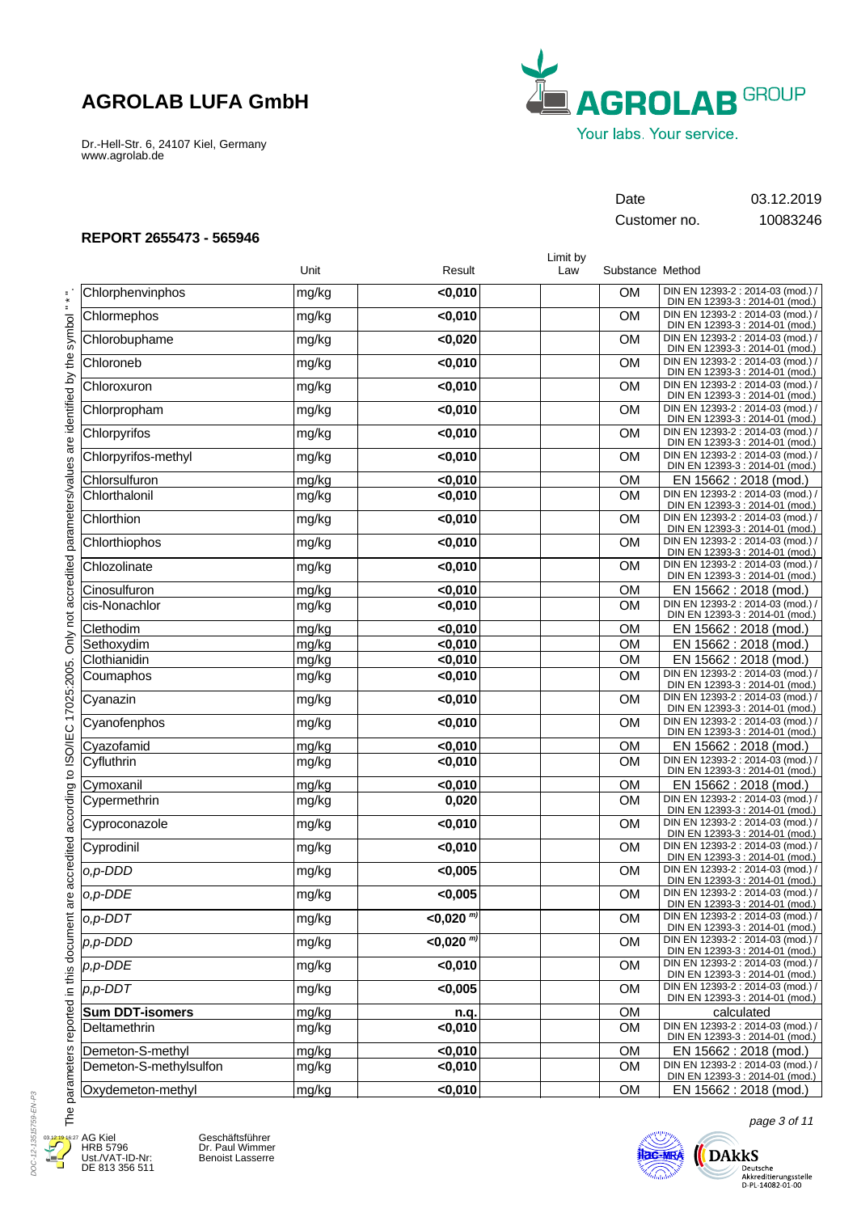# AGROLAB LUFA GmbH

Dr.-Hell-Str. 6, 24107 Kiel, Germany
www.agrolab.de

AGROLAB GROUP
Your labs. Your service.

| | |
|---|---|
| Date | 03.12.2019 |
| Customer no. | 10083246 |

## REPORT 2655473 - 565946

| | Unit | Result | Limit by Law | Substance | Method |
|---|---|---|---|---|---|
| Chlorphenvinphos | mg/kg | **<0,010** | | OM | DIN EN 12393-2 : 2014-03 (mod.) / DIN EN 12393-3 : 2014-01 (mod.) |
| Chlormephos | mg/kg | **<0,010** | | OM | DIN EN 12393-2 : 2014-03 (mod.) / DIN EN 12393-3 : 2014-01 (mod.) |
| Chlorbuphame | mg/kg | **<0,020** | | OM | DIN EN 12393-2 : 2014-03 (mod.) / DIN EN 12393-3 : 2014-01 (mod.) |
| Chloroneb | mg/kg | **<0,010** | | OM | DIN EN 12393-2 : 2014-03 (mod.) / DIN EN 12393-3 : 2014-01 (mod.) |
| Chloroxuron | mg/kg | **<0,010** | | OM | DIN EN 12393-2 : 2014-03 (mod.) / DIN EN 12393-3 : 2014-01 (mod.) |
| Chlorpropham | mg/kg | **<0,010** | | OM | DIN EN 12393-2 : 2014-03 (mod.) / DIN EN 12393-3 : 2014-01 (mod.) |
| Chlorpyrifos | mg/kg | **<0,010** | | OM | DIN EN 12393-2 : 2014-03 (mod.) / DIN EN 12393-3 : 2014-01 (mod.) |
| Chlorpyrifos-methyl | mg/kg | **<0,010** | | OM | DIN EN 12393-2 : 2014-03 (mod.) / DIN EN 12393-3 : 2014-01 (mod.) |
| Chlorsulfuron | mg/kg | **<0,010** | | OM | EN 15662 : 2018 (mod.) |
| Chlorthalonil | mg/kg | **<0,010** | | OM | DIN EN 12393-2 : 2014-03 (mod.) / DIN EN 12393-3 : 2014-01 (mod.) |
| Chlorthion | mg/kg | **<0,010** | | OM | DIN EN 12393-2 : 2014-03 (mod.) / DIN EN 12393-3 : 2014-01 (mod.) |
| Chlorthiophos | mg/kg | **<0,010** | | OM | DIN EN 12393-2 : 2014-03 (mod.) / DIN EN 12393-3 : 2014-01 (mod.) |
| Chlozolinate | mg/kg | **<0,010** | | OM | DIN EN 12393-2 : 2014-03 (mod.) / DIN EN 12393-3 : 2014-01 (mod.) |
| Cinosulfuron | mg/kg | **<0,010** | | OM | EN 15662 : 2018 (mod.) |
| cis-Nonachlor | mg/kg | **<0,010** | | OM | DIN EN 12393-2 : 2014-03 (mod.) / DIN EN 12393-3 : 2014-01 (mod.) |
| Clethodim | mg/kg | **<0,010** | | OM | EN 15662 : 2018 (mod.) |
| Sethoxydim | mg/kg | **<0,010** | | OM | EN 15662 : 2018 (mod.) |
| Clothianidin | mg/kg | **<0,010** | | OM | EN 15662 : 2018 (mod.) |
| Coumaphos | mg/kg | **<0,010** | | OM | DIN EN 12393-2 : 2014-03 (mod.) / DIN EN 12393-3 : 2014-01 (mod.) |
| Cyanazin | mg/kg | **<0,010** | | OM | DIN EN 12393-2 : 2014-03 (mod.) / DIN EN 12393-3 : 2014-01 (mod.) |
| Cyanofenphos | mg/kg | **<0,010** | | OM | DIN EN 12393-2 : 2014-03 (mod.) / DIN EN 12393-3 : 2014-01 (mod.) |
| Cyazofamid | mg/kg | **<0,010** | | OM | EN 15662 : 2018 (mod.) |
| Cyfluthrin | mg/kg | **<0,010** | | OM | DIN EN 12393-2 : 2014-03 (mod.) / DIN EN 12393-3 : 2014-01 (mod.) |
| Cymoxanil | mg/kg | **<0,010** | | OM | EN 15662 : 2018 (mod.) |
| Cypermethrin | mg/kg | **0,020** | | OM | DIN EN 12393-2 : 2014-03 (mod.) / DIN EN 12393-3 : 2014-01 (mod.) |
| Cyproconazole | mg/kg | **<0,010** | | OM | DIN EN 12393-2 : 2014-03 (mod.) / DIN EN 12393-3 : 2014-01 (mod.) |
| Cyprodinil | mg/kg | **<0,010** | | OM | DIN EN 12393-2 : 2014-03 (mod.) / DIN EN 12393-3 : 2014-01 (mod.) |
| *o,p-DDD* | mg/kg | **<0,005** | | OM | DIN EN 12393-2 : 2014-03 (mod.) / DIN EN 12393-3 : 2014-01 (mod.) |
| *o,p-DDE* | mg/kg | **<0,005** | | OM | DIN EN 12393-2 : 2014-03 (mod.) / DIN EN 12393-3 : 2014-01 (mod.) |
| *o,p-DDT* | mg/kg | **<0,020** [m)] | | OM | DIN EN 12393-2 : 2014-03 (mod.) / DIN EN 12393-3 : 2014-01 (mod.) |
| *p,p-DDD* | mg/kg | **<0,020** [m)] | | OM | DIN EN 12393-2 : 2014-03 (mod.) / DIN EN 12393-3 : 2014-01 (mod.) |
| *p,p-DDE* | mg/kg | **<0,010** | | OM | DIN EN 12393-2 : 2014-03 (mod.) / DIN EN 12393-3 : 2014-01 (mod.) |
| *p,p-DDT* | mg/kg | **<0,005** | | OM | DIN EN 12393-2 : 2014-03 (mod.) / DIN EN 12393-3 : 2014-01 (mod.) |
| **Sum DDT-isomers** | mg/kg | **n.q.** | | OM | calculated |
| Deltamethrin | mg/kg | **<0,010** | | OM | DIN EN 12393-2 : 2014-03 (mod.) / DIN EN 12393-3 : 2014-01 (mod.) |
| Demeton-S-methyl | mg/kg | **<0,010** | | OM | EN 15662 : 2018 (mod.) |
| Demeton-S-methylsulfon | mg/kg | **<0,010** | | OM | DIN EN 12393-2 : 2014-03 (mod.) / DIN EN 12393-3 : 2014-01 (mod.) |
| Oxydemeton-methyl | mg/kg | **<0,010** | | OM | EN 15662 : 2018 (mod.) |

The parameters reported in this document are accredited according to ISO/IEC 17025:2005. Only not accredited parameters/values are identified by the symbol " * ".

AG Kiel
HRB 5796
Ust./VAT-ID-Nr:
DE 813 356 511

Geschäftsführer
Dr. Paul Wimmer
Benoist Lasserre

DAkkS Deutsche Akkreditierungsstelle D-PL-14082-01-00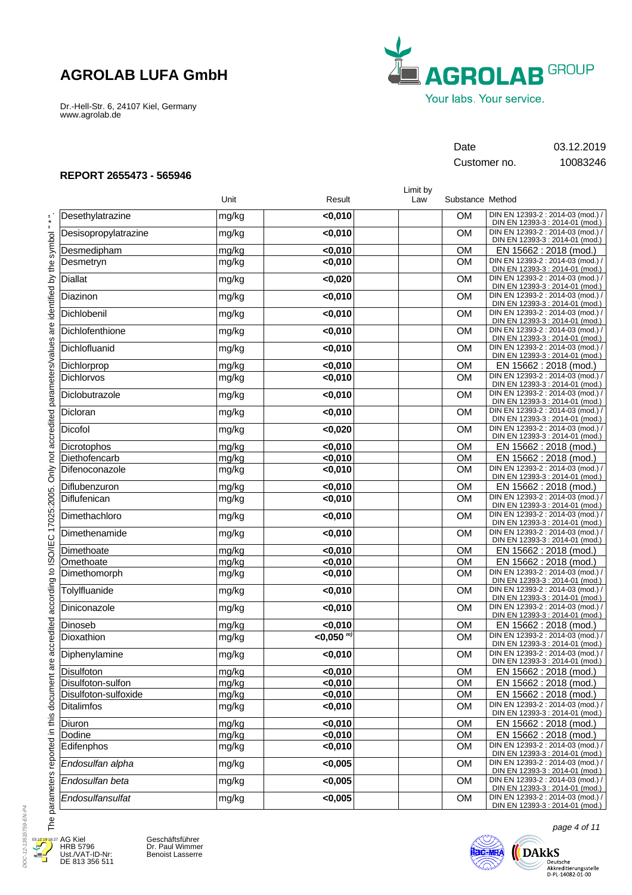# AGROLAB LUFA GmbH

Dr.-Hell-Str. 6, 24107 Kiel, Germany
www.agrolab.de

Date 03.12.2019
Customer no. 10083246

## REPORT 2655473 - 565946

| | Unit | Result | Limit by Law | Substance | Method |
|---|---|---|---|---|---|
| Desethylatrazine | mg/kg | **<0,010** | | OM | DIN EN 12393-2 : 2014-03 (mod.) / DIN EN 12393-3 : 2014-01 (mod.) |
| Desisopropylatrazine | mg/kg | **<0,010** | | OM | DIN EN 12393-2 : 2014-03 (mod.) / DIN EN 12393-3 : 2014-01 (mod.) |
| Desmedipham | mg/kg | **<0,010** | | OM | EN 15662 : 2018 (mod.) |
| Desmetryn | mg/kg | **<0,010** | | OM | DIN EN 12393-2 : 2014-03 (mod.) / DIN EN 12393-3 : 2014-01 (mod.) |
| Diallat | mg/kg | **<0,020** | | OM | DIN EN 12393-2 : 2014-03 (mod.) / DIN EN 12393-3 : 2014-01 (mod.) |
| Diazinon | mg/kg | **<0,010** | | OM | DIN EN 12393-2 : 2014-03 (mod.) / DIN EN 12393-3 : 2014-01 (mod.) |
| Dichlobenil | mg/kg | **<0,010** | | OM | DIN EN 12393-2 : 2014-03 (mod.) / DIN EN 12393-3 : 2014-01 (mod.) |
| Dichlofenthione | mg/kg | **<0,010** | | OM | DIN EN 12393-2 : 2014-03 (mod.) / DIN EN 12393-3 : 2014-01 (mod.) |
| Dichlofluanid | mg/kg | **<0,010** | | OM | DIN EN 12393-2 : 2014-03 (mod.) / DIN EN 12393-3 : 2014-01 (mod.) |
| Dichlorprop | mg/kg | **<0,010** | | OM | EN 15662 : 2018 (mod.) |
| Dichlorvos | mg/kg | **<0,010** | | OM | DIN EN 12393-2 : 2014-03 (mod.) / DIN EN 12393-3 : 2014-01 (mod.) |
| Diclobutrazole | mg/kg | **<0,010** | | OM | DIN EN 12393-2 : 2014-03 (mod.) / DIN EN 12393-3 : 2014-01 (mod.) |
| Dicloran | mg/kg | **<0,010** | | OM | DIN EN 12393-2 : 2014-03 (mod.) / DIN EN 12393-3 : 2014-01 (mod.) |
| Dicofol | mg/kg | **<0,020** | | OM | DIN EN 12393-2 : 2014-03 (mod.) / DIN EN 12393-3 : 2014-01 (mod.) |
| Dicrotophos | mg/kg | **<0,010** | | OM | EN 15662 : 2018 (mod.) |
| Diethofencarb | mg/kg | **<0,010** | | OM | EN 15662 : 2018 (mod.) |
| Difenoconazole | mg/kg | **<0,010** | | OM | DIN EN 12393-2 : 2014-03 (mod.) / DIN EN 12393-3 : 2014-01 (mod.) |
| Diflubenzuron | mg/kg | **<0,010** | | OM | EN 15662 : 2018 (mod.) |
| Diflufenican | mg/kg | **<0,010** | | OM | DIN EN 12393-2 : 2014-03 (mod.) / DIN EN 12393-3 : 2014-01 (mod.) |
| Dimethachloro | mg/kg | **<0,010** | | OM | DIN EN 12393-2 : 2014-03 (mod.) / DIN EN 12393-3 : 2014-01 (mod.) |
| Dimethenamide | mg/kg | **<0,010** | | OM | DIN EN 12393-2 : 2014-03 (mod.) / DIN EN 12393-3 : 2014-01 (mod.) |
| Dimethoate | mg/kg | **<0,010** | | OM | EN 15662 : 2018 (mod.) |
| Omethoate | mg/kg | **<0,010** | | OM | EN 15662 : 2018 (mod.) |
| Dimethomorph | mg/kg | **<0,010** | | OM | DIN EN 12393-2 : 2014-03 (mod.) / DIN EN 12393-3 : 2014-01 (mod.) |
| Tolylfluanide | mg/kg | **<0,010** | | OM | DIN EN 12393-2 : 2014-03 (mod.) / DIN EN 12393-3 : 2014-01 (mod.) |
| Diniconazole | mg/kg | **<0,010** | | OM | DIN EN 12393-2 : 2014-03 (mod.) / DIN EN 12393-3 : 2014-01 (mod.) |
| Dinoseb | mg/kg | **<0,010** | | OM | EN 15662 : 2018 (mod.) |
| Dioxathion | mg/kg | **<0,050** m) | | OM | DIN EN 12393-2 : 2014-03 (mod.) / DIN EN 12393-3 : 2014-01 (mod.) |
| Diphenylamine | mg/kg | **<0,010** | | OM | DIN EN 12393-2 : 2014-03 (mod.) / DIN EN 12393-3 : 2014-01 (mod.) |
| Disulfoton | mg/kg | **<0,010** | | OM | EN 15662 : 2018 (mod.) |
| Disulfoton-sulfon | mg/kg | **<0,010** | | OM | EN 15662 : 2018 (mod.) |
| Disulfoton-sulfoxide | mg/kg | **<0,010** | | OM | EN 15662 : 2018 (mod.) |
| Ditalimfos | mg/kg | **<0,010** | | OM | DIN EN 12393-2 : 2014-03 (mod.) / DIN EN 12393-3 : 2014-01 (mod.) |
| Diuron | mg/kg | **<0,010** | | OM | EN 15662 : 2018 (mod.) |
| Dodine | mg/kg | **<0,010** | | OM | EN 15662 : 2018 (mod.) |
| Edifenphos | mg/kg | **<0,010** | | OM | DIN EN 12393-2 : 2014-03 (mod.) / DIN EN 12393-3 : 2014-01 (mod.) |
| *Endosulfan alpha* | mg/kg | **<0,005** | | OM | DIN EN 12393-2 : 2014-03 (mod.) / DIN EN 12393-3 : 2014-01 (mod.) |
| *Endosulfan beta* | mg/kg | **<0,005** | | OM | DIN EN 12393-2 : 2014-03 (mod.) / DIN EN 12393-3 : 2014-01 (mod.) |
| *Endosulfansulfat* | mg/kg | **<0,005** | | OM | DIN EN 12393-2 : 2014-03 (mod.) / DIN EN 12393-3 : 2014-01 (mod.) |

The parameters reported in this document are accredited according to ISO/IEC 17025:2005. Only not accredited parameters/values are identified by the symbol " * ".

AG Kiel
HRB 5796
Ust./VAT-ID-Nr:
DE 813 356 511

Geschäftsführer
Dr. Paul Wimmer
Benoist Lasserre

Deutsche Akkreditierungsstelle
D-PL-14082-01-00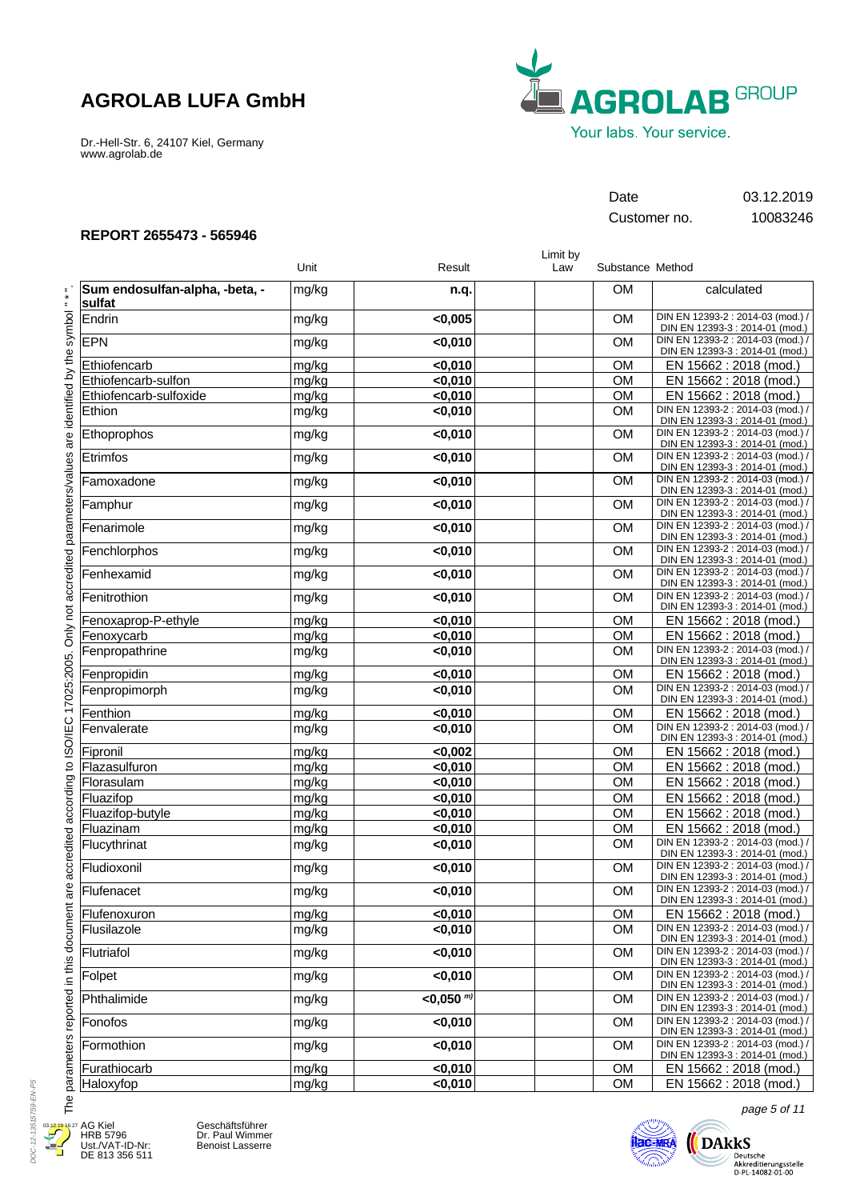## AGROLAB LUFA GmbH

Dr.-Hell-Str. 6, 24107 Kiel, Germany
www.agrolab.de

AGROLAB GROUP
Your labs. Your service.

| Date | 03.12.2019 |
|---|---|
| Customer no. | 10083246 |

### REPORT 2655473 - 565946

| | Unit | Result | Limit by Law | Substance | Method |
|---|---|---|---|---|---|
| Sum endosulfan-alpha, -beta, -sulfat | mg/kg | n.q. | | OM | calculated |
| Endrin | mg/kg | <0,005 | | OM | DIN EN 12393-2 : 2014-03 (mod.) / DIN EN 12393-3 : 2014-01 (mod.) |
| EPN | mg/kg | <0,010 | | OM | DIN EN 12393-2 : 2014-03 (mod.) / DIN EN 12393-3 : 2014-01 (mod.) |
| Ethiofencarb | mg/kg | <0,010 | | OM | EN 15662 : 2018 (mod.) |
| Ethiofencarb-sulfon | mg/kg | <0,010 | | OM | EN 15662 : 2018 (mod.) |
| Ethiofencarb-sulfoxide | mg/kg | <0,010 | | OM | EN 15662 : 2018 (mod.) |
| Ethion | mg/kg | <0,010 | | OM | DIN EN 12393-2 : 2014-03 (mod.) / DIN EN 12393-3 : 2014-01 (mod.) |
| Ethoprophos | mg/kg | <0,010 | | OM | DIN EN 12393-2 : 2014-03 (mod.) / DIN EN 12393-3 : 2014-01 (mod.) |
| Etrimfos | mg/kg | <0,010 | | OM | DIN EN 12393-2 : 2014-03 (mod.) / DIN EN 12393-3 : 2014-01 (mod.) |
| Famoxadone | mg/kg | <0,010 | | OM | DIN EN 12393-2 : 2014-03 (mod.) / DIN EN 12393-3 : 2014-01 (mod.) |
| Famphur | mg/kg | <0,010 | | OM | DIN EN 12393-2 : 2014-03 (mod.) / DIN EN 12393-3 : 2014-01 (mod.) |
| Fenarimole | mg/kg | <0,010 | | OM | DIN EN 12393-2 : 2014-03 (mod.) / DIN EN 12393-3 : 2014-01 (mod.) |
| Fenchlorphos | mg/kg | <0,010 | | OM | DIN EN 12393-2 : 2014-03 (mod.) / DIN EN 12393-3 : 2014-01 (mod.) |
| Fenhexamid | mg/kg | <0,010 | | OM | DIN EN 12393-2 : 2014-03 (mod.) / DIN EN 12393-3 : 2014-01 (mod.) |
| Fenitrothion | mg/kg | <0,010 | | OM | DIN EN 12393-2 : 2014-03 (mod.) / DIN EN 12393-3 : 2014-01 (mod.) |
| Fenoxaprop-P-ethyle | mg/kg | <0,010 | | OM | EN 15662 : 2018 (mod.) |
| Fenoxycarb | mg/kg | <0,010 | | OM | EN 15662 : 2018 (mod.) |
| Fenpropathrine | mg/kg | <0,010 | | OM | DIN EN 12393-2 : 2014-03 (mod.) / DIN EN 12393-3 : 2014-01 (mod.) |
| Fenpropidin | mg/kg | <0,010 | | OM | EN 15662 : 2018 (mod.) |
| Fenpropimorph | mg/kg | <0,010 | | OM | DIN EN 12393-2 : 2014-03 (mod.) / DIN EN 12393-3 : 2014-01 (mod.) |
| Fenthion | mg/kg | <0,010 | | OM | EN 15662 : 2018 (mod.) |
| Fenvalerate | mg/kg | <0,010 | | OM | DIN EN 12393-2 : 2014-03 (mod.) / DIN EN 12393-3 : 2014-01 (mod.) |
| Fipronil | mg/kg | <0,002 | | OM | EN 15662 : 2018 (mod.) |
| Flazasulfuron | mg/kg | <0,010 | | OM | EN 15662 : 2018 (mod.) |
| Florasulam | mg/kg | <0,010 | | OM | EN 15662 : 2018 (mod.) |
| Fluazifop | mg/kg | <0,010 | | OM | EN 15662 : 2018 (mod.) |
| Fluazifop-butyle | mg/kg | <0,010 | | OM | EN 15662 : 2018 (mod.) |
| Fluazinam | mg/kg | <0,010 | | OM | EN 15662 : 2018 (mod.) |
| Flucythrinat | mg/kg | <0,010 | | OM | DIN EN 12393-2 : 2014-03 (mod.) / DIN EN 12393-3 : 2014-01 (mod.) |
| Fludioxonil | mg/kg | <0,010 | | OM | DIN EN 12393-2 : 2014-03 (mod.) / DIN EN 12393-3 : 2014-01 (mod.) |
| Flufenacet | mg/kg | <0,010 | | OM | DIN EN 12393-2 : 2014-03 (mod.) / DIN EN 12393-3 : 2014-01 (mod.) |
| Flufenoxuron | mg/kg | <0,010 | | OM | EN 15662 : 2018 (mod.) |
| Flusilazole | mg/kg | <0,010 | | OM | DIN EN 12393-2 : 2014-03 (mod.) / DIN EN 12393-3 : 2014-01 (mod.) |
| Flutriafol | mg/kg | <0,010 | | OM | DIN EN 12393-2 : 2014-03 (mod.) / DIN EN 12393-3 : 2014-01 (mod.) |
| Folpet | mg/kg | <0,010 | | OM | DIN EN 12393-2 : 2014-03 (mod.) / DIN EN 12393-3 : 2014-01 (mod.) |
| Phthalimide | mg/kg | <0,050 [m)] | | OM | DIN EN 12393-2 : 2014-03 (mod.) / DIN EN 12393-3 : 2014-01 (mod.) |
| Fonofos | mg/kg | <0,010 | | OM | DIN EN 12393-2 : 2014-03 (mod.) / DIN EN 12393-3 : 2014-01 (mod.) |
| Formothion | mg/kg | <0,010 | | OM | DIN EN 12393-2 : 2014-03 (mod.) / DIN EN 12393-3 : 2014-01 (mod.) |
| Furathiocarb | mg/kg | <0,010 | | OM | EN 15662 : 2018 (mod.) |
| Haloxyfop | mg/kg | <0,010 | | OM | EN 15662 : 2018 (mod.) |

The parameters reported in this document are accredited according to ISO/IEC 17025:2005. Only not accredited parameters/values are identified by the symbol " * ".

AG Kiel
HRB 5796
Ust./VAT-ID-Nr:
DE 813 356 511

Geschäftsführer
Dr. Paul Wimmer
Benoist Lasserre

Deutsche Akkreditierungsstelle D-PL-14082-01-00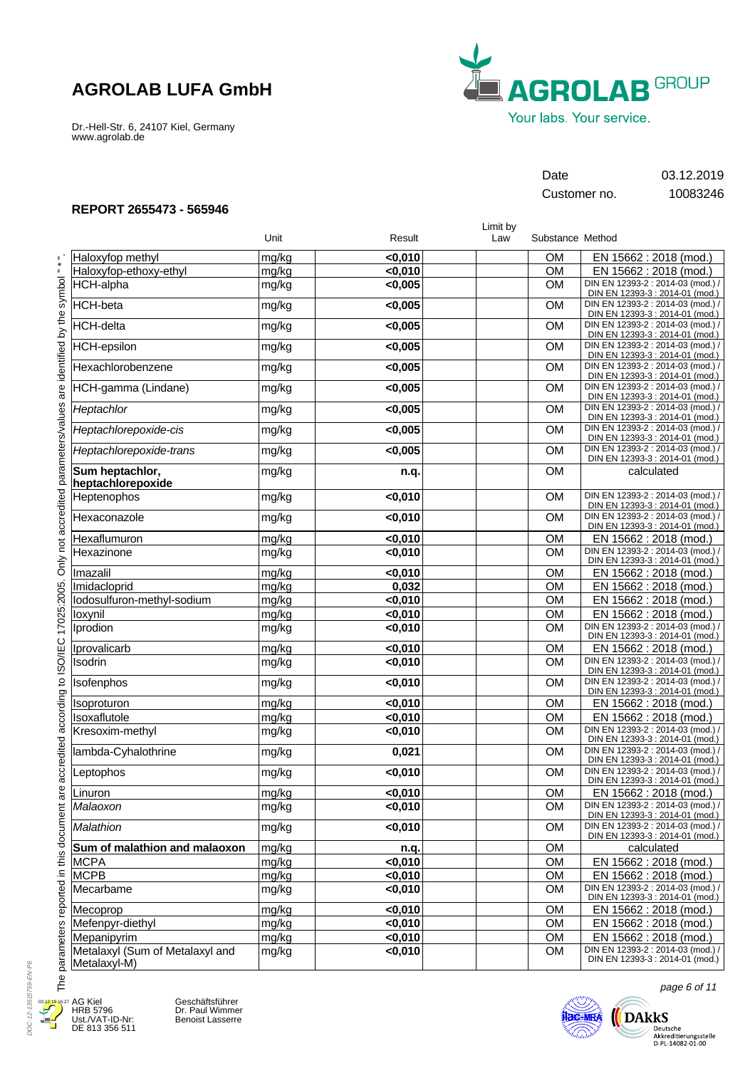# AGROLAB LUFA GmbH

Dr.-Hell-Str. 6, 24107 Kiel, Germany
www.agrolab.de

AGROLAB GROUP
Your labs. Your service.

| Date | 03.12.2019 |
|---|---|
| Customer no. | 10083246 |

**REPORT 2655473 - 565946**

| | Unit | Result | Limit by Law | Substance | Method |
|---|---|---|---|---|---|
| Haloxyfop methyl | mg/kg | **<0,010** | | OM | EN 15662 : 2018 (mod.) |
| Haloxyfop-ethoxy-ethyl | mg/kg | **<0,010** | | OM | EN 15662 : 2018 (mod.) |
| HCH-alpha | mg/kg | **<0,005** | | OM | DIN EN 12393-2 : 2014-03 (mod.) / DIN EN 12393-3 : 2014-01 (mod.) |
| HCH-beta | mg/kg | **<0,005** | | OM | DIN EN 12393-2 : 2014-03 (mod.) / DIN EN 12393-3 : 2014-01 (mod.) |
| HCH-delta | mg/kg | **<0,005** | | OM | DIN EN 12393-2 : 2014-03 (mod.) / DIN EN 12393-3 : 2014-01 (mod.) |
| HCH-epsilon | mg/kg | **<0,005** | | OM | DIN EN 12393-2 : 2014-03 (mod.) / DIN EN 12393-3 : 2014-01 (mod.) |
| Hexachlorobenzene | mg/kg | **<0,005** | | OM | DIN EN 12393-2 : 2014-03 (mod.) / DIN EN 12393-3 : 2014-01 (mod.) |
| HCH-gamma (Lindane) | mg/kg | **<0,005** | | OM | DIN EN 12393-2 : 2014-03 (mod.) / DIN EN 12393-3 : 2014-01 (mod.) |
| *Heptachlor* | mg/kg | **<0,005** | | OM | DIN EN 12393-2 : 2014-03 (mod.) / DIN EN 12393-3 : 2014-01 (mod.) |
| *Heptachlorepoxide-cis* | mg/kg | **<0,005** | | OM | DIN EN 12393-2 : 2014-03 (mod.) / DIN EN 12393-3 : 2014-01 (mod.) |
| *Heptachlorepoxide-trans* | mg/kg | **<0,005** | | OM | DIN EN 12393-2 : 2014-03 (mod.) / DIN EN 12393-3 : 2014-01 (mod.) |
| **Sum heptachlor, heptachlorepoxide** | mg/kg | **n.q.** | | OM | calculated |
| Heptenophos | mg/kg | **<0,010** | | OM | DIN EN 12393-2 : 2014-03 (mod.) / DIN EN 12393-3 : 2014-01 (mod.) |
| Hexaconazole | mg/kg | **<0,010** | | OM | DIN EN 12393-2 : 2014-03 (mod.) / DIN EN 12393-3 : 2014-01 (mod.) |
| Hexaflumuron | mg/kg | **<0,010** | | OM | EN 15662 : 2018 (mod.) |
| Hexazinone | mg/kg | **<0,010** | | OM | DIN EN 12393-2 : 2014-03 (mod.) / DIN EN 12393-3 : 2014-01 (mod.) |
| Imazalil | mg/kg | **<0,010** | | OM | EN 15662 : 2018 (mod.) |
| Imidacloprid | mg/kg | **0,032** | | OM | EN 15662 : 2018 (mod.) |
| Iodosulfuron-methyl-sodium | mg/kg | **<0,010** | | OM | EN 15662 : 2018 (mod.) |
| Ioxynil | mg/kg | **<0,010** | | OM | EN 15662 : 2018 (mod.) |
| Iprodion | mg/kg | **<0,010** | | OM | DIN EN 12393-2 : 2014-03 (mod.) / DIN EN 12393-3 : 2014-01 (mod.) |
| Iprovalicarb | mg/kg | **<0,010** | | OM | EN 15662 : 2018 (mod.) |
| Isodrin | mg/kg | **<0,010** | | OM | DIN EN 12393-2 : 2014-03 (mod.) / DIN EN 12393-3 : 2014-01 (mod.) |
| Isofenphos | mg/kg | **<0,010** | | OM | DIN EN 12393-2 : 2014-03 (mod.) / DIN EN 12393-3 : 2014-01 (mod.) |
| Isoproturon | mg/kg | **<0,010** | | OM | EN 15662 : 2018 (mod.) |
| Isoxaflutole | mg/kg | **<0,010** | | OM | EN 15662 : 2018 (mod.) |
| Kresoxim-methyl | mg/kg | **<0,010** | | OM | DIN EN 12393-2 : 2014-03 (mod.) / DIN EN 12393-3 : 2014-01 (mod.) |
| lambda-Cyhalothrine | mg/kg | **0,021** | | OM | DIN EN 12393-2 : 2014-03 (mod.) / DIN EN 12393-3 : 2014-01 (mod.) |
| Leptophos | mg/kg | **<0,010** | | OM | DIN EN 12393-2 : 2014-03 (mod.) / DIN EN 12393-3 : 2014-01 (mod.) |
| Linuron | mg/kg | **<0,010** | | OM | EN 15662 : 2018 (mod.) |
| *Malaoxon* | mg/kg | **<0,010** | | OM | DIN EN 12393-2 : 2014-03 (mod.) / DIN EN 12393-3 : 2014-01 (mod.) |
| *Malathion* | mg/kg | **<0,010** | | OM | DIN EN 12393-2 : 2014-03 (mod.) / DIN EN 12393-3 : 2014-01 (mod.) |
| **Sum of malathion and malaoxon** | mg/kg | **n.q.** | | OM | calculated |
| MCPA | mg/kg | **<0,010** | | OM | EN 15662 : 2018 (mod.) |
| MCPB | mg/kg | **<0,010** | | OM | EN 15662 : 2018 (mod.) |
| Mecarbame | mg/kg | **<0,010** | | OM | DIN EN 12393-2 : 2014-03 (mod.) / DIN EN 12393-3 : 2014-01 (mod.) |
| Mecoprop | mg/kg | **<0,010** | | OM | EN 15662 : 2018 (mod.) |
| Mefenpyr-diethyl | mg/kg | **<0,010** | | OM | EN 15662 : 2018 (mod.) |
| Mepanipyrim | mg/kg | **<0,010** | | OM | EN 15662 : 2018 (mod.) |
| Metalaxyl (Sum of Metalaxyl and Metalaxyl-M) | mg/kg | **<0,010** | | OM | DIN EN 12393-2 : 2014-03 (mod.) / DIN EN 12393-3 : 2014-01 (mod.) |

The parameters reported in this document are accredited according to ISO/IEC 17025:2005. Only not accredited parameters/values are identified by the symbol " * ".

AG Kiel
HRB 5796
Ust./VAT-ID-Nr:
DE 813 356 511

Geschäftsführer
Dr. Paul Wimmer
Benoist Lasserre

DAkkS
Deutsche Akkreditierungsstelle
D-PL-14082-01-00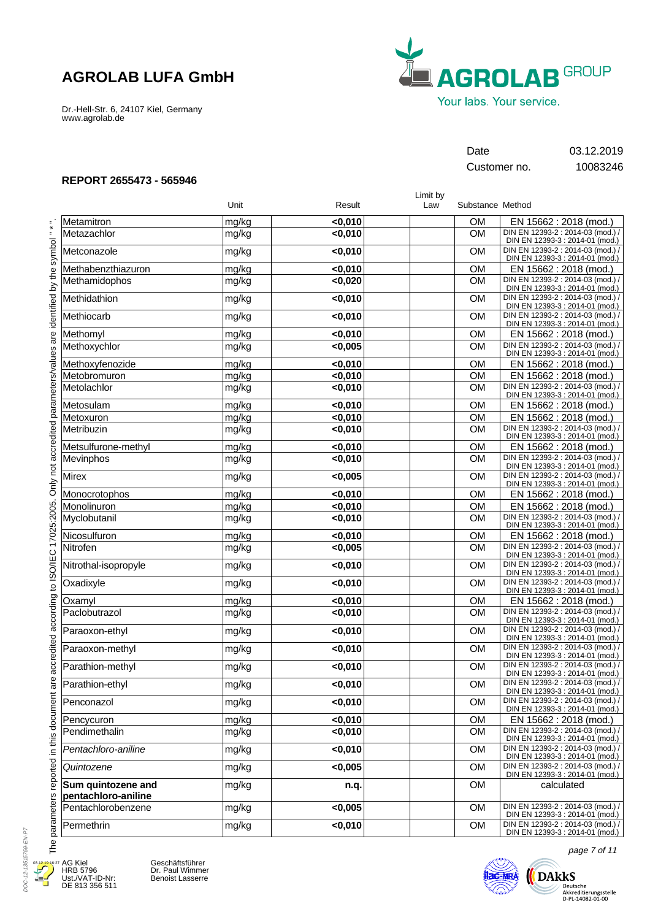# AGROLAB LUFA GmbH

Dr.-Hell-Str. 6, 24107 Kiel, Germany
www.agrolab.de

Date 03.12.2019
Customer no. 10083246

## REPORT 2655473 - 565946

| | Unit | Result | Limit by Law | Substance | Method |
|---|---|---|---|---|---|
| Metamitron | mg/kg | **<0,010** | | OM | EN 15662 : 2018 (mod.) |
| Metazachlor | mg/kg | **<0,010** | | OM | DIN EN 12393-2 : 2014-03 (mod.) / DIN EN 12393-3 : 2014-01 (mod.) |
| Metconazole | mg/kg | **<0,010** | | OM | DIN EN 12393-2 : 2014-03 (mod.) / DIN EN 12393-3 : 2014-01 (mod.) |
| Methabenzthiazuron | mg/kg | **<0,010** | | OM | EN 15662 : 2018 (mod.) |
| Methamidophos | mg/kg | **<0,020** | | OM | DIN EN 12393-2 : 2014-03 (mod.) / DIN EN 12393-3 : 2014-01 (mod.) |
| Methidathion | mg/kg | **<0,010** | | OM | DIN EN 12393-2 : 2014-03 (mod.) / DIN EN 12393-3 : 2014-01 (mod.) |
| Methiocarb | mg/kg | **<0,010** | | OM | DIN EN 12393-2 : 2014-03 (mod.) / DIN EN 12393-3 : 2014-01 (mod.) |
| Methomyl | mg/kg | **<0,010** | | OM | EN 15662 : 2018 (mod.) |
| Methoxychlor | mg/kg | **<0,005** | | OM | DIN EN 12393-2 : 2014-03 (mod.) / DIN EN 12393-3 : 2014-01 (mod.) |
| Methoxyfenozide | mg/kg | **<0,010** | | OM | EN 15662 : 2018 (mod.) |
| Metobromuron | mg/kg | **<0,010** | | OM | EN 15662 : 2018 (mod.) |
| Metolachlor | mg/kg | **<0,010** | | OM | DIN EN 12393-2 : 2014-03 (mod.) / DIN EN 12393-3 : 2014-01 (mod.) |
| Metosulam | mg/kg | **<0,010** | | OM | EN 15662 : 2018 (mod.) |
| Metoxuron | mg/kg | **<0,010** | | OM | EN 15662 : 2018 (mod.) |
| Metribuzin | mg/kg | **<0,010** | | OM | DIN EN 12393-2 : 2014-03 (mod.) / DIN EN 12393-3 : 2014-01 (mod.) |
| Metsulfurone-methyl | mg/kg | **<0,010** | | OM | EN 15662 : 2018 (mod.) |
| Mevinphos | mg/kg | **<0,010** | | OM | DIN EN 12393-2 : 2014-03 (mod.) / DIN EN 12393-3 : 2014-01 (mod.) |
| Mirex | mg/kg | **<0,005** | | OM | DIN EN 12393-2 : 2014-03 (mod.) / DIN EN 12393-3 : 2014-01 (mod.) |
| Monocrotophos | mg/kg | **<0,010** | | OM | EN 15662 : 2018 (mod.) |
| Monolinuron | mg/kg | **<0,010** | | OM | EN 15662 : 2018 (mod.) |
| Myclobutanil | mg/kg | **<0,010** | | OM | DIN EN 12393-2 : 2014-03 (mod.) / DIN EN 12393-3 : 2014-01 (mod.) |
| Nicosulfuron | mg/kg | **<0,010** | | OM | EN 15662 : 2018 (mod.) |
| Nitrofen | mg/kg | **<0,005** | | OM | DIN EN 12393-2 : 2014-03 (mod.) / DIN EN 12393-3 : 2014-01 (mod.) |
| Nitrothal-isopropyle | mg/kg | **<0,010** | | OM | DIN EN 12393-2 : 2014-03 (mod.) / DIN EN 12393-3 : 2014-01 (mod.) |
| Oxadixyle | mg/kg | **<0,010** | | OM | DIN EN 12393-2 : 2014-03 (mod.) / DIN EN 12393-3 : 2014-01 (mod.) |
| Oxamyl | mg/kg | **<0,010** | | OM | EN 15662 : 2018 (mod.) |
| Paclobutrazol | mg/kg | **<0,010** | | OM | DIN EN 12393-2 : 2014-03 (mod.) / DIN EN 12393-3 : 2014-01 (mod.) |
| Paraoxon-ethyl | mg/kg | **<0,010** | | OM | DIN EN 12393-2 : 2014-03 (mod.) / DIN EN 12393-3 : 2014-01 (mod.) |
| Paraoxon-methyl | mg/kg | **<0,010** | | OM | DIN EN 12393-2 : 2014-03 (mod.) / DIN EN 12393-3 : 2014-01 (mod.) |
| Parathion-methyl | mg/kg | **<0,010** | | OM | DIN EN 12393-2 : 2014-03 (mod.) / DIN EN 12393-3 : 2014-01 (mod.) |
| Parathion-ethyl | mg/kg | **<0,010** | | OM | DIN EN 12393-2 : 2014-03 (mod.) / DIN EN 12393-3 : 2014-01 (mod.) |
| Penconazol | mg/kg | **<0,010** | | OM | DIN EN 12393-2 : 2014-03 (mod.) / DIN EN 12393-3 : 2014-01 (mod.) |
| Pencycuron | mg/kg | **<0,010** | | OM | EN 15662 : 2018 (mod.) |
| Pendimethalin | mg/kg | **<0,010** | | OM | DIN EN 12393-2 : 2014-03 (mod.) / DIN EN 12393-3 : 2014-01 (mod.) |
| *Pentachloro-aniline* | mg/kg | **<0,010** | | OM | DIN EN 12393-2 : 2014-03 (mod.) / DIN EN 12393-3 : 2014-01 (mod.) |
| *Quintozene* | mg/kg | **<0,005** | | OM | DIN EN 12393-2 : 2014-03 (mod.) / DIN EN 12393-3 : 2014-01 (mod.) |
| **Sum quintozene and pentachloro-aniline** | mg/kg | **n.q.** | | OM | calculated |
| Pentachlorobenzene | mg/kg | **<0,005** | | OM | DIN EN 12393-2 : 2014-03 (mod.) / DIN EN 12393-3 : 2014-01 (mod.) |
| Permethrin | mg/kg | **<0,010** | | OM | DIN EN 12393-2 : 2014-03 (mod.) / DIN EN 12393-3 : 2014-01 (mod.) |

The parameters reported in this document are accredited according to ISO/IEC 17025:2005. Only not accredited parameters/values are identified by the symbol " * ".

AG Kiel
HRB 5796
Ust./VAT-ID-Nr:
DE 813 356 511

Geschäftsführer
Dr. Paul Wimmer
Benoist Lasserre

DAkkS Deutsche Akkreditierungsstelle D-PL-14082-01-00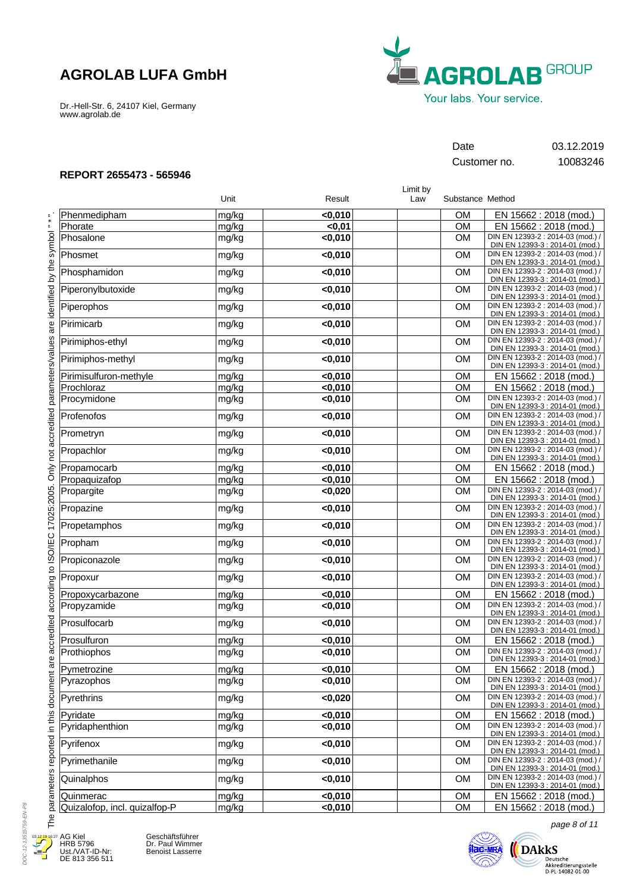**AGROLAB LUFA GmbH**

Dr.-Hell-Str. 6, 24107 Kiel, Germany
www.agrolab.de

AGROLAB GROUP
Your labs. Your service.

| | |
|---|---|
| Date | 03.12.2019 |
| Customer no. | 10083246 |

**REPORT 2655473 - 565946**

| | Unit | Result | Limit by Law | Substance | Method |
|---|---|---|---|---|---|
| Phenmedipham | mg/kg | **<0,010** | | OM | EN 15662 : 2018 (mod.) |
| Phorate | mg/kg | **<0,01** | | OM | EN 15662 : 2018 (mod.) |
| Phosalone | mg/kg | **<0,010** | | OM | DIN EN 12393-2 : 2014-03 (mod.) / DIN EN 12393-3 : 2014-01 (mod.) |
| Phosmet | mg/kg | **<0,010** | | OM | DIN EN 12393-2 : 2014-03 (mod.) / DIN EN 12393-3 : 2014-01 (mod.) |
| Phosphamidon | mg/kg | **<0,010** | | OM | DIN EN 12393-2 : 2014-03 (mod.) / DIN EN 12393-3 : 2014-01 (mod.) |
| Piperonylbutoxide | mg/kg | **<0,010** | | OM | DIN EN 12393-2 : 2014-03 (mod.) / DIN EN 12393-3 : 2014-01 (mod.) |
| Piperophos | mg/kg | **<0,010** | | OM | DIN EN 12393-2 : 2014-03 (mod.) / DIN EN 12393-3 : 2014-01 (mod.) |
| Pirimicarb | mg/kg | **<0,010** | | OM | DIN EN 12393-2 : 2014-03 (mod.) / DIN EN 12393-3 : 2014-01 (mod.) |
| Pirimiphos-ethyl | mg/kg | **<0,010** | | OM | DIN EN 12393-2 : 2014-03 (mod.) / DIN EN 12393-3 : 2014-01 (mod.) |
| Pirimiphos-methyl | mg/kg | **<0,010** | | OM | DIN EN 12393-2 : 2014-03 (mod.) / DIN EN 12393-3 : 2014-01 (mod.) |
| Pirimisulfuron-methyle | mg/kg | **<0,010** | | OM | EN 15662 : 2018 (mod.) |
| Prochloraz | mg/kg | **<0,010** | | OM | EN 15662 : 2018 (mod.) |
| Procymidone | mg/kg | **<0,010** | | OM | DIN EN 12393-2 : 2014-03 (mod.) / DIN EN 12393-3 : 2014-01 (mod.) |
| Profenofos | mg/kg | **<0,010** | | OM | DIN EN 12393-2 : 2014-03 (mod.) / DIN EN 12393-3 : 2014-01 (mod.) |
| Prometryn | mg/kg | **<0,010** | | OM | DIN EN 12393-2 : 2014-03 (mod.) / DIN EN 12393-3 : 2014-01 (mod.) |
| Propachlor | mg/kg | **<0,010** | | OM | DIN EN 12393-2 : 2014-03 (mod.) / DIN EN 12393-3 : 2014-01 (mod.) |
| Propamocarb | mg/kg | **<0,010** | | OM | EN 15662 : 2018 (mod.) |
| Propaquizafop | mg/kg | **<0,010** | | OM | EN 15662 : 2018 (mod.) |
| Propargite | mg/kg | **<0,020** | | OM | DIN EN 12393-2 : 2014-03 (mod.) / DIN EN 12393-3 : 2014-01 (mod.) |
| Propazine | mg/kg | **<0,010** | | OM | DIN EN 12393-2 : 2014-03 (mod.) / DIN EN 12393-3 : 2014-01 (mod.) |
| Propetamphos | mg/kg | **<0,010** | | OM | DIN EN 12393-2 : 2014-03 (mod.) / DIN EN 12393-3 : 2014-01 (mod.) |
| Propham | mg/kg | **<0,010** | | OM | DIN EN 12393-2 : 2014-03 (mod.) / DIN EN 12393-3 : 2014-01 (mod.) |
| Propiconazole | mg/kg | **<0,010** | | OM | DIN EN 12393-2 : 2014-03 (mod.) / DIN EN 12393-3 : 2014-01 (mod.) |
| Propoxur | mg/kg | **<0,010** | | OM | DIN EN 12393-2 : 2014-03 (mod.) / DIN EN 12393-3 : 2014-01 (mod.) |
| Propoxycarbazone | mg/kg | **<0,010** | | OM | EN 15662 : 2018 (mod.) |
| Propyzamide | mg/kg | **<0,010** | | OM | DIN EN 12393-2 : 2014-03 (mod.) / DIN EN 12393-3 : 2014-01 (mod.) |
| Prosulfocarb | mg/kg | **<0,010** | | OM | DIN EN 12393-2 : 2014-03 (mod.) / DIN EN 12393-3 : 2014-01 (mod.) |
| Prosulfuron | mg/kg | **<0,010** | | OM | EN 15662 : 2018 (mod.) |
| Prothiophos | mg/kg | **<0,010** | | OM | DIN EN 12393-2 : 2014-03 (mod.) / DIN EN 12393-3 : 2014-01 (mod.) |
| Pymetrozine | mg/kg | **<0,010** | | OM | EN 15662 : 2018 (mod.) |
| Pyrazophos | mg/kg | **<0,010** | | OM | DIN EN 12393-2 : 2014-03 (mod.) / DIN EN 12393-3 : 2014-01 (mod.) |
| Pyrethrins | mg/kg | **<0,020** | | OM | DIN EN 12393-2 : 2014-03 (mod.) / DIN EN 12393-3 : 2014-01 (mod.) |
| Pyridate | mg/kg | **<0,010** | | OM | EN 15662 : 2018 (mod.) |
| Pyridaphenthion | mg/kg | **<0,010** | | OM | DIN EN 12393-2 : 2014-03 (mod.) / DIN EN 12393-3 : 2014-01 (mod.) |
| Pyrifenox | mg/kg | **<0,010** | | OM | DIN EN 12393-2 : 2014-03 (mod.) / DIN EN 12393-3 : 2014-01 (mod.) |
| Pyrimethanile | mg/kg | **<0,010** | | OM | DIN EN 12393-2 : 2014-03 (mod.) / DIN EN 12393-3 : 2014-01 (mod.) |
| Quinalphos | mg/kg | **<0,010** | | OM | DIN EN 12393-2 : 2014-03 (mod.) / DIN EN 12393-3 : 2014-01 (mod.) |
| Quinmerac | mg/kg | **<0,010** | | OM | EN 15662 : 2018 (mod.) |
| Quizalofop, incl. quizalofop-P | mg/kg | **<0,010** | | OM | EN 15662 : 2018 (mod.) |

The parameters reported in this document are accredited according to ISO/IEC 17025:2005. Only not accredited parameters/values are identified by the symbol " * ".

AG Kiel
HRB 5796
Ust./VAT-ID-Nr:
DE 813 356 511

Geschäftsführer
Dr. Paul Wimmer
Benoist Lasserre

DAkkS Deutsche Akkreditierungsstelle D-PL-14082-01-00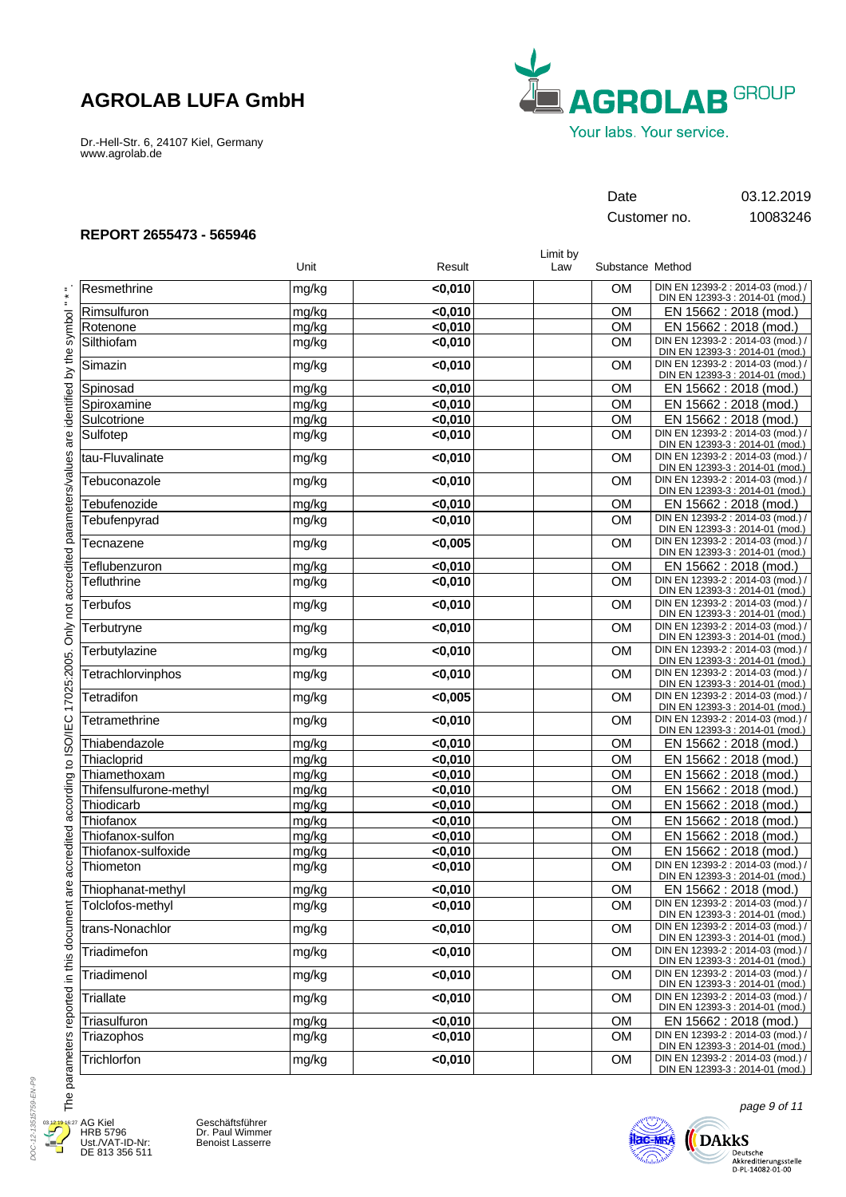# AGROLAB LUFA GmbH

Dr.-Hell-Str. 6, 24107 Kiel, Germany
www.agrolab.de

AGROLAB GROUP
Your labs. Your service.

| Date | 03.12.2019 |
|---|---|
| Customer no. | 10083246 |

## REPORT 2655473 - 565946

| | Unit | Result | Limit by Law | Substance | Method |
|---|---|---|---|---|---|
| Resmethrine | mg/kg | <0,010 | | OM | DIN EN 12393-2 : 2014-03 (mod.) / DIN EN 12393-3 : 2014-01 (mod.) |
| Rimsulfuron | mg/kg | <0,010 | | OM | EN 15662 : 2018 (mod.) |
| Rotenone | mg/kg | <0,010 | | OM | EN 15662 : 2018 (mod.) |
| Silthiofam | mg/kg | <0,010 | | OM | DIN EN 12393-2 : 2014-03 (mod.) / DIN EN 12393-3 : 2014-01 (mod.) |
| Simazin | mg/kg | <0,010 | | OM | DIN EN 12393-2 : 2014-03 (mod.) / DIN EN 12393-3 : 2014-01 (mod.) |
| Spinosad | mg/kg | <0,010 | | OM | EN 15662 : 2018 (mod.) |
| Spiroxamine | mg/kg | <0,010 | | OM | EN 15662 : 2018 (mod.) |
| Sulcotrione | mg/kg | <0,010 | | OM | EN 15662 : 2018 (mod.) |
| Sulfotep | mg/kg | <0,010 | | OM | DIN EN 12393-2 : 2014-03 (mod.) / DIN EN 12393-3 : 2014-01 (mod.) |
| tau-Fluvalinate | mg/kg | <0,010 | | OM | DIN EN 12393-2 : 2014-03 (mod.) / DIN EN 12393-3 : 2014-01 (mod.) |
| Tebuconazole | mg/kg | <0,010 | | OM | DIN EN 12393-2 : 2014-03 (mod.) / DIN EN 12393-3 : 2014-01 (mod.) |
| Tebufenozide | mg/kg | <0,010 | | OM | EN 15662 : 2018 (mod.) |
| Tebufenpyrad | mg/kg | <0,010 | | OM | DIN EN 12393-2 : 2014-03 (mod.) / DIN EN 12393-3 : 2014-01 (mod.) |
| Tecnazene | mg/kg | <0,005 | | OM | DIN EN 12393-2 : 2014-03 (mod.) / DIN EN 12393-3 : 2014-01 (mod.) |
| Teflubenzuron | mg/kg | <0,010 | | OM | EN 15662 : 2018 (mod.) |
| Tefluthrine | mg/kg | <0,010 | | OM | DIN EN 12393-2 : 2014-03 (mod.) / DIN EN 12393-3 : 2014-01 (mod.) |
| Terbufos | mg/kg | <0,010 | | OM | DIN EN 12393-2 : 2014-03 (mod.) / DIN EN 12393-3 : 2014-01 (mod.) |
| Terbutryne | mg/kg | <0,010 | | OM | DIN EN 12393-2 : 2014-03 (mod.) / DIN EN 12393-3 : 2014-01 (mod.) |
| Terbutylazine | mg/kg | <0,010 | | OM | DIN EN 12393-2 : 2014-03 (mod.) / DIN EN 12393-3 : 2014-01 (mod.) |
| Tetrachlorvinphos | mg/kg | <0,010 | | OM | DIN EN 12393-2 : 2014-03 (mod.) / DIN EN 12393-3 : 2014-01 (mod.) |
| Tetradifon | mg/kg | <0,005 | | OM | DIN EN 12393-2 : 2014-03 (mod.) / DIN EN 12393-3 : 2014-01 (mod.) |
| Tetramethrine | mg/kg | <0,010 | | OM | DIN EN 12393-2 : 2014-03 (mod.) / DIN EN 12393-3 : 2014-01 (mod.) |
| Thiabendazole | mg/kg | <0,010 | | OM | EN 15662 : 2018 (mod.) |
| Thiacloprid | mg/kg | <0,010 | | OM | EN 15662 : 2018 (mod.) |
| Thiamethoxam | mg/kg | <0,010 | | OM | EN 15662 : 2018 (mod.) |
| Thifensulfurone-methyl | mg/kg | <0,010 | | OM | EN 15662 : 2018 (mod.) |
| Thiodicarb | mg/kg | <0,010 | | OM | EN 15662 : 2018 (mod.) |
| Thiofanox | mg/kg | <0,010 | | OM | EN 15662 : 2018 (mod.) |
| Thiofanox-sulfon | mg/kg | <0,010 | | OM | EN 15662 : 2018 (mod.) |
| Thiofanox-sulfoxide | mg/kg | <0,010 | | OM | EN 15662 : 2018 (mod.) |
| Thiometon | mg/kg | <0,010 | | OM | DIN EN 12393-2 : 2014-03 (mod.) / DIN EN 12393-3 : 2014-01 (mod.) |
| Thiophanat-methyl | mg/kg | <0,010 | | OM | EN 15662 : 2018 (mod.) |
| Tolclofos-methyl | mg/kg | <0,010 | | OM | DIN EN 12393-2 : 2014-03 (mod.) / DIN EN 12393-3 : 2014-01 (mod.) |
| trans-Nonachlor | mg/kg | <0,010 | | OM | DIN EN 12393-2 : 2014-03 (mod.) / DIN EN 12393-3 : 2014-01 (mod.) |
| Triadimefon | mg/kg | <0,010 | | OM | DIN EN 12393-2 : 2014-03 (mod.) / DIN EN 12393-3 : 2014-01 (mod.) |
| Triadimenol | mg/kg | <0,010 | | OM | DIN EN 12393-2 : 2014-03 (mod.) / DIN EN 12393-3 : 2014-01 (mod.) |
| Triallate | mg/kg | <0,010 | | OM | DIN EN 12393-2 : 2014-03 (mod.) / DIN EN 12393-3 : 2014-01 (mod.) |
| Triasulfuron | mg/kg | <0,010 | | OM | EN 15662 : 2018 (mod.) |
| Triazophos | mg/kg | <0,010 | | OM | DIN EN 12393-2 : 2014-03 (mod.) / DIN EN 12393-3 : 2014-01 (mod.) |
| Trichlorfon | mg/kg | <0,010 | | OM | DIN EN 12393-2 : 2014-03 (mod.) / DIN EN 12393-3 : 2014-01 (mod.) |

The parameters reported in this document are accredited according to ISO/IEC 17025:2005. Only not accredited parameters/values are identified by the symbol " * ".

AG Kiel
HRB 5796
Ust./VAT-ID-Nr:
DE 813 356 511

Geschäftsführer
Dr. Paul Wimmer
Benoist Lasserre

DAkkS Deutsche Akkreditierungsstelle D-PL-14082-01-00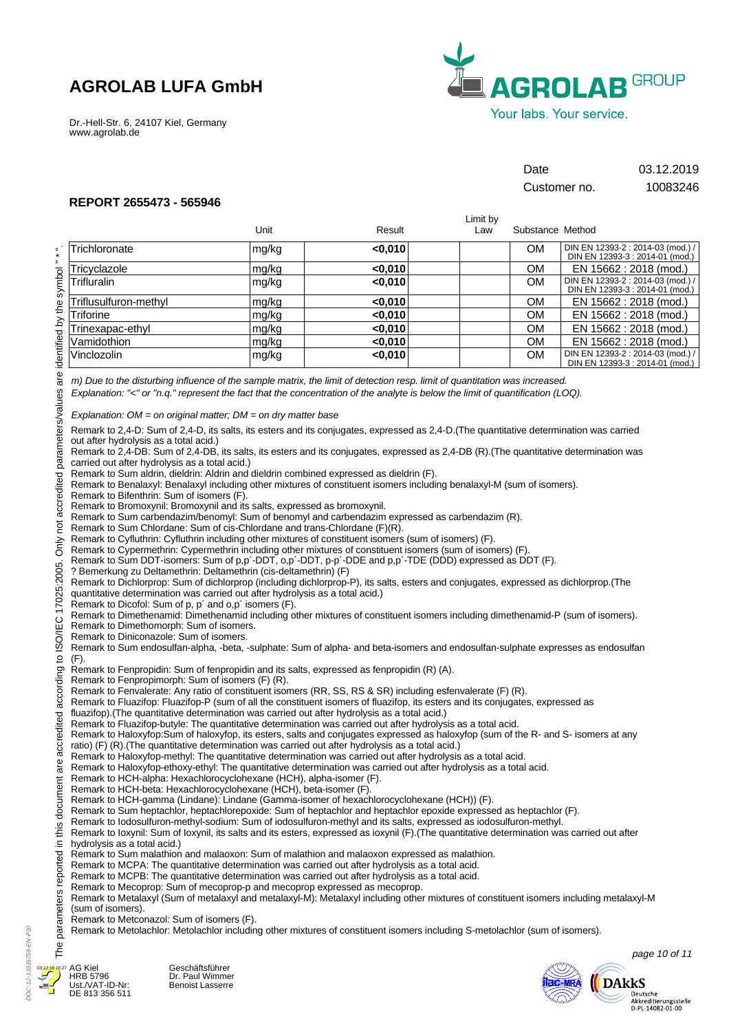# AGROLAB LUFA GmbH

Dr.-Hell-Str. 6, 24107 Kiel, Germany
www.agrolab.de

| Date | 03.12.2019 |
|---|---|
| Customer no. | 10083246 |

## REPORT 2655473 - 565946

| | Unit | Result | Limit by Law | Substance | Method |
|---|---|---|---|---|---|
| Trichloronate | mg/kg | <0,010 | | OM | DIN EN 12393-2 : 2014-03 (mod.) / DIN EN 12393-3 : 2014-01 (mod.) |
| Tricyclazole | mg/kg | <0,010 | | OM | EN 15662 : 2018 (mod.) |
| Trifluralin | mg/kg | <0,010 | | OM | DIN EN 12393-2 : 2014-03 (mod.) / DIN EN 12393-3 : 2014-01 (mod.) |
| Triflusulfuron-methyl | mg/kg | <0,010 | | OM | EN 15662 : 2018 (mod.) |
| Triforine | mg/kg | <0,010 | | OM | EN 15662 : 2018 (mod.) |
| Trinexapac-ethyl | mg/kg | <0,010 | | OM | EN 15662 : 2018 (mod.) |
| Vamidothion | mg/kg | <0,010 | | OM | EN 15662 : 2018 (mod.) |
| Vinclozolin | mg/kg | <0,010 | | OM | DIN EN 12393-2 : 2014-03 (mod.) / DIN EN 12393-3 : 2014-01 (mod.) |

*m) Due to the disturbing influence of the sample matrix, the limit of detection resp. limit of quantitation was increased.*
*Explanation: "<" or "n.q." represent the fact that the concentration of the analyte is below the limit of quantification (LOQ).*

*Explanation: OM = on original matter; DM = on dry matter base*

Remark to 2,4-D: Sum of 2,4-D, its salts, its esters and its conjugates, expressed as 2,4-D.(The quantitative determination was carried out after hydrolysis as a total acid.)
Remark to 2,4-DB: Sum of 2,4-DB, its salts, its esters and its conjugates, expressed as 2,4-DB (R).(The quantitative determination was carried out after hydrolysis as a total acid.)
Remark to Sum aldrin, dieldrin: Aldrin and dieldrin combined expressed as dieldrin (F).
Remark to Benalaxyl: Benalaxyl including other mixtures of constituent isomers including benalaxyl-M (sum of isomers).
Remark to Bifenthrin: Sum of isomers (F).
Remark to Bromoxynil: Bromoxynil and its salts, expressed as bromoxynil.
Remark to Sum carbendazim/benomyl: Sum of benomyl and carbendazim expressed as carbendazim (R).
Remark to Sum Chlordane: Sum of cis-Chlordane and trans-Chlordane (F)(R).
Remark to Cyfluthrin: Cyfluthrin including other mixtures of constituent isomers (sum of isomers) (F).
Remark to Cypermethrin: Cypermethrin including other mixtures of constituent isomers (sum of isomers) (F).
Remark to Sum DDT-isomers: Sum of p,p´-DDT, o,p´-DDT, p-p´-DDE and p,p´-TDE (DDD) expressed as DDT (F).
? Bemerkung zu Deltamethrin: Deltamethrin (cis-deltamethrin) (F)
Remark to Dichlorprop: Sum of dichlorprop (including dichlorprop-P), its salts, esters and conjugates, expressed as dichlorprop.(The quantitative determination was carried out after hydrolysis as a total acid.)
Remark to Dicofol: Sum of p, p´ and o,p´ isomers (F).
Remark to Dimethenamid: Dimethenamid including other mixtures of constituent isomers including dimethenamid-P (sum of isomers).
Remark to Dimethomorph: Sum of isomers.
Remark to Diniconazole: Sum of isomers.
Remark to Sum endosulfan-alpha, -beta, -sulphate: Sum of alpha- and beta-isomers and endosulfan-sulphate expresses as endosulfan (F).
Remark to Fenpropidin: Sum of fenpropidin and its salts, expressed as fenpropidin (R) (A).
Remark to Fenpropimorph: Sum of isomers (F) (R).
Remark to Fenvalerate: Any ratio of constituent isomers (RR, SS, RS & SR) including esfenvalerate (F) (R).
Remark to Fluazifop: Fluazifop-P (sum of all the constituent isomers of fluazifop, its esters and its conjugates, expressed as fluazifop).(The quantitative determination was carried out after hydrolysis as a total acid.)
Remark to Fluazifop-butyle: The quantitative determination was carried out after hydrolysis as a total acid.
Remark to Haloxyfop:Sum of haloxyfop, its esters, salts and conjugates expressed as haloxyfop (sum of the R- and S- isomers at any ratio) (F) (R).(The quantitative determination was carried out after hydrolysis as a total acid.)
Remark to Haloxyfop-methyl: The quantitative determination was carried out after hydrolysis as a total acid.
Remark to Haloxyfop-ethoxy-ethyl: The quantitative determination was carried out after hydrolysis as a total acid.
Remark to HCH-alpha: Hexachlorocyclohexane (HCH), alpha-isomer (F).
Remark to HCH-beta: Hexachlorocyclohexane (HCH), beta-isomer (F).
Remark to HCH-gamma (Lindane): Lindane (Gamma-isomer of hexachlorocyclohexane (HCH)) (F).
Remark to Sum heptachlor, heptachlorepoxide: Sum of heptachlor and heptachlor epoxide expressed as heptachlor (F).
Remark to Iodosulfuron-methyl-sodium: Sum of iodosulfuron-methyl and its salts, expressed as iodosulfuron-methyl.
Remark to Ioxynil: Sum of Ioxynil, its salts and its esters, expressed as ioxynil (F).(The quantitative determination was carried out after hydrolysis as a total acid.)
Remark to Sum malathion and malaoxon: Sum of malathion and malaoxon expressed as malathion.
Remark to MCPA: The quantitative determination was carried out after hydrolysis as a total acid.
Remark to MCPB: The quantitative determination was carried out after hydrolysis as a total acid.
Remark to Mecoprop: Sum of mecoprop-p and mecoprop expressed as mecoprop.
Remark to Metalaxyl (Sum of metalaxyl and metalaxyl-M): Metalaxyl including other mixtures of constituent isomers including metalaxyl-M (sum of isomers).
Remark to Metconazol: Sum of isomers (F).
Remark to Metolachlor: Metolachlor including other mixtures of constituent isomers including S-metolachlor (sum of isomers).

The parameters reported in this document are accredited according to ISO/IEC 17025:2005. Only not accredited parameters/values are identified by the symbol " * ".

AG Kiel
HRB 5796
Ust./VAT-ID-Nr:
DE 813 356 511

Geschäftsführer
Dr. Paul Wimmer
Benoist Lasserre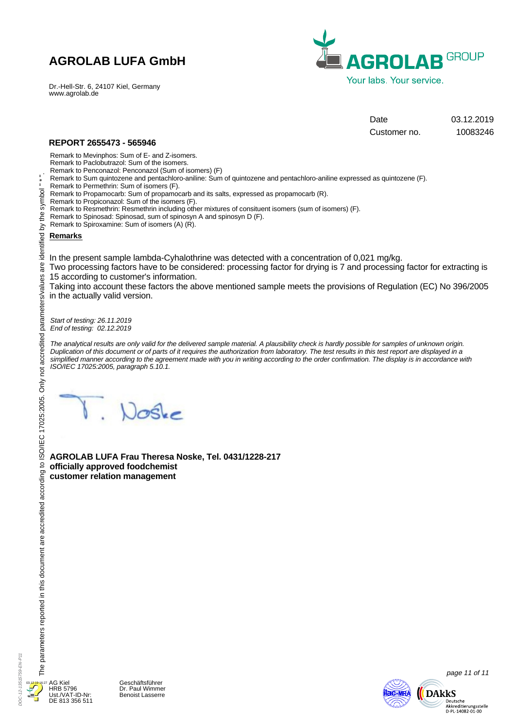# AGROLAB LUFA GmbH

Dr.-Hell-Str. 6, 24107 Kiel, Germany
www.agrolab.de

| | |
|---|---|
| Date | 03.12.2019 |
| Customer no. | 10083246 |

## REPORT 2655473 - 565946

Remark to Mevinphos: Sum of E- and Z-isomers.
Remark to Paclobutrazol: Sum of the isomers.
Remark to Penconazol: Penconazol (Sum of isomers) (F)
Remark to Sum quintozene and pentachloro-aniline: Sum of quintozene and pentachloro-aniline expressed as quintozene (F).
Remark to Permethrin: Sum of isomers (F).
Remark to Propamocarb: Sum of propamocarb and its salts, expressed as propamocarb (R).
Remark to Propiconazol: Sum of the isomers (F).
Remark to Resmethrin: Resmethrin including other mixtures of consituent isomers (sum of isomers) (F).
Remark to Spinosad: Spinosad, sum of spinosyn A and spinosyn D (F).
Remark to Spiroxamine: Sum of isomers (A) (R).

**Remarks**

In the present sample lambda-Cyhalothrine was detected with a concentration of 0,021 mg/kg.
Two processing factors have to be considered: processing factor for drying is 7 and processing factor for extracting is 15 according to customer's information.
Taking into account these factors the above mentioned sample meets the provisions of Regulation (EC) No 396/2005 in the actually valid version.

*Start of testing: 26.11.2019*
*End of testing: 02.12.2019*

*The analytical results are only valid for the delivered sample material. A plausibility check is hardly possible for samples of unknown origin. Duplication of this document or of parts of it requires the authorization from laboratory. The test results in this test report are displayed in a simplified manner according to the agreement made with you in writing according to the order confirmation. The display is in accordance with ISO/IEC 17025:2005, paragraph 5.10.1.*

T. Noske

**AGROLAB LUFA Frau Theresa Noske, Tel. 0431/1228-217**
**officially approved foodchemist**
**customer relation management**

The parameters reported in this document are accredited according to ISO/IEC 17025:2005. Only not accredited parameters/values are identified by the symbol " * ".

AG Kiel
HRB 5796
Ust./VAT-ID-Nr:
DE 813 356 511

Geschäftsführer
Dr. Paul Wimmer
Benoist Lasserre

Deutsche Akkreditierungsstelle
D-PL-14082-01-00